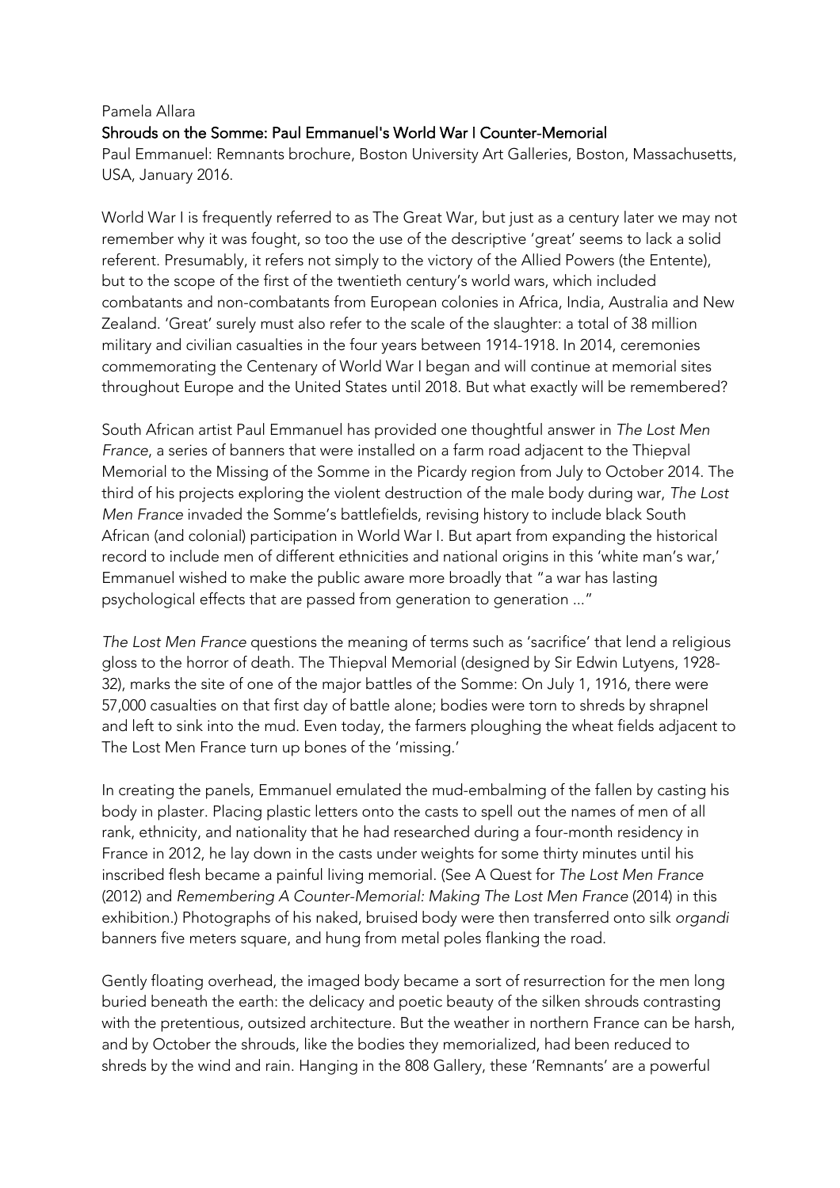Pamela Allara

## Shrouds on the Somme: Paul Emmanuel's World War I Counter-Memorial

Paul Emmanuel: Remnants brochure, Boston University Art Galleries, Boston, Massachusetts, USA, January 2016.

World War I is frequently referred to as The Great War, but just as a century later we may not remember why it was fought, so too the use of the descriptive 'great' seems to lack a solid referent. Presumably, it refers not simply to the victory of the Allied Powers (the Entente), but to the scope of the first of the twentieth century's world wars, which included combatants and non-combatants from European colonies in Africa, India, Australia and New Zealand. 'Great' surely must also refer to the scale of the slaughter: a total of 38 million military and civilian casualties in the four years between 1914-1918. In 2014, ceremonies commemorating the Centenary of World War I began and will continue at memorial sites throughout Europe and the United States until 2018. But what exactly will be remembered?

South African artist Paul Emmanuel has provided one thoughtful answer in *The Lost Men France*, a series of banners that were installed on a farm road adjacent to the Thiepval Memorial to the Missing of the Somme in the Picardy region from July to October 2014. The third of his projects exploring the violent destruction of the male body during war, *The Lost Men France* invaded the Somme's battlefields, revising history to include black South African (and colonial) participation in World War I. But apart from expanding the historical record to include men of different ethnicities and national origins in this 'white man's war,' Emmanuel wished to make the public aware more broadly that "a war has lasting psychological effects that are passed from generation to generation ..."

*The Lost Men France* questions the meaning of terms such as 'sacrifice' that lend a religious gloss to the horror of death. The Thiepval Memorial (designed by Sir Edwin Lutyens, 1928-32), marks the site of one of the major battles of the Somme: On July 1, 1916, there were 57,000 casualties on that first day of battle alone; bodies were torn to shreds by shrapnel and left to sink into the mud. Even today, the farmers ploughing the wheat fields adjacent to The Lost Men France turn up bones of the 'missing.'

In creating the panels, Emmanuel emulated the mud-embalming of the fallen by casting his body in plaster. Placing plastic letters onto the casts to spell out the names of men of all rank, ethnicity, and nationality that he had researched during a four-month residency in France in 2012, he lay down in the casts under weights for some thirty minutes until his inscribed flesh became a painful living memorial. (See A Quest for *The Lost Men France* (2012) and *Remembering A Counter-Memorial: Making The Lost Men France* (2014) in this exhibition.) Photographs of his naked, bruised body were then transferred onto silk *organdi* banners five meters square, and hung from metal poles flanking the road.

Gently floating overhead, the imaged body became a sort of resurrection for the men long buried beneath the earth: the delicacy and poetic beauty of the silken shrouds contrasting with the pretentious, outsized architecture. But the weather in northern France can be harsh, and by October the shrouds, like the bodies they memorialized, had been reduced to shreds by the wind and rain. Hanging in the 808 Gallery, these 'Remnants' are a powerful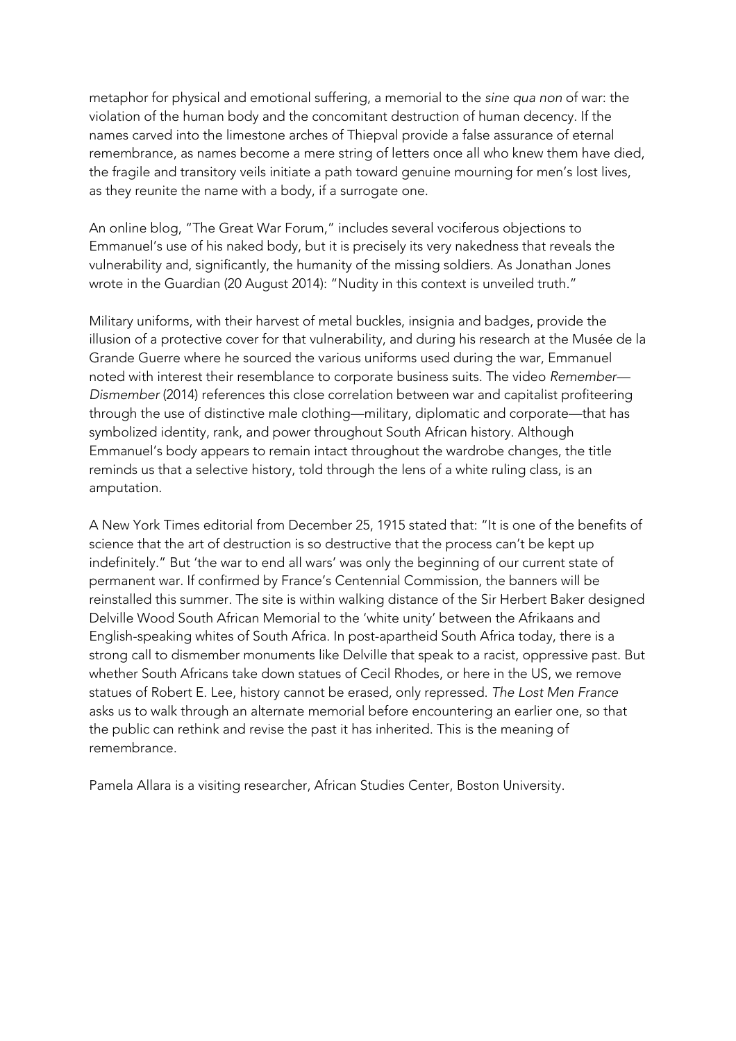metaphor for physical and emotional suffering, a memorial to the *sine qua non* of war: the violation of the human body and the concomitant destruction of human decency. If the names carved into the limestone arches of Thiepval provide a false assurance of eternal remembrance, as names become a mere string of letters once all who knew them have died, the fragile and transitory veils initiate a path toward genuine mourning for men's lost lives, as they reunite the name with a body, if a surrogate one.

An online blog, "The Great War Forum," includes several vociferous objections to Emmanuel's use of his naked body, but it is precisely its very nakedness that reveals the vulnerability and, significantly, the humanity of the missing soldiers. As Jonathan Jones wrote in the Guardian (20 August 2014): "Nudity in this context is unveiled truth."

Military uniforms, with their harvest of metal buckles, insignia and badges, provide the illusion of a protective cover for that vulnerability, and during his research at the Musée de la Grande Guerre where he sourced the various uniforms used during the war, Emmanuel noted with interest their resemblance to corporate business suits. The video *Remember—Dismember* (2014) references this close correlation between war and capitalist profiteering through the use of distinctive male clothing—military, diplomatic and corporate—that has symbolized identity, rank, and power throughout South African history. Although Emmanuel's body appears to remain intact throughout the wardrobe changes, the title reminds us that a selective history, told through the lens of a white ruling class, is an amputation.

A New York Times editorial from December 25, 1915 stated that: "It is one of the benefits of science that the art of destruction is so destructive that the process can't be kept up indefinitely." But 'the war to end all wars' was only the beginning of our current state of permanent war. If confirmed by France's Centennial Commission, the banners will be reinstalled this summer. The site is within walking distance of the Sir Herbert Baker designed Delville Wood South African Memorial to the 'white unity' between the Afrikaans and English-speaking whites of South Africa. In post-apartheid South Africa today, there is a strong call to dismember monuments like Delville that speak to a racist, oppressive past. But whether South Africans take down statues of Cecil Rhodes, or here in the US, we remove statues of Robert E. Lee, history cannot be erased, only repressed. *The Lost Men France* asks us to walk through an alternate memorial before encountering an earlier one, so that the public can rethink and revise the past it has inherited. This is the meaning of remembrance.

Pamela Allara is a visiting researcher, African Studies Center, Boston University.